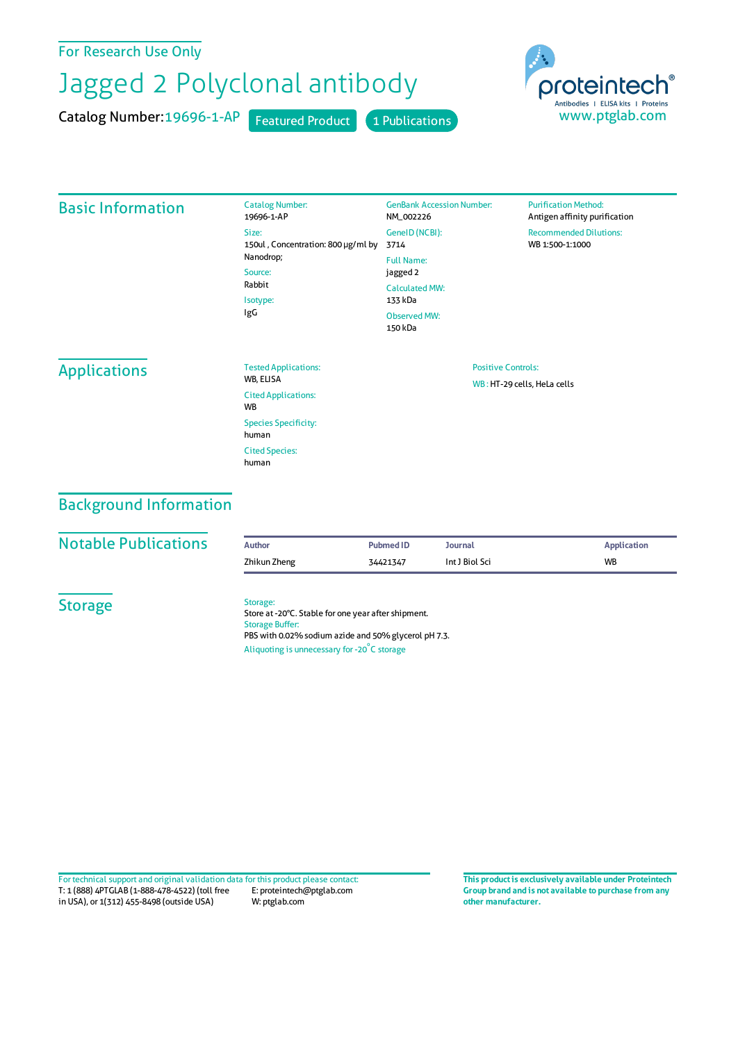For Research Use Only

# Jagged 2 Polyclonal antibody

Catalog Number: 19696-1-AP    Featured Product    1 Publications

proteintech®
Antibodies | ELISA kits | Proteins
www.ptglab.com

## Basic Information

Catalog Number:
19696-1-AP

Size:
150ul , Concentration: 800 μg/ml by Nanodrop;

Source:
Rabbit

Isotype:
IgG

GenBank Accession Number:
NM_002226

GeneID (NCBI):
3714

Full Name:
jagged 2

Calculated MW:
133 kDa

Observed MW:
150 kDa

Purification Method:
Antigen affinity purification

Recommended Dilutions:
WB 1:500-1:1000

## Applications

Tested Applications:
WB, ELISA

Cited Applications:
WB

Species Specificity:
human

Cited Species:
human

Positive Controls:

WB : HT-29 cells, HeLa cells

## Background Information

## Notable Publications

| Author | Pubmed ID | Journal | Application |
|---|---|---|---|
| Zhikun Zheng | 34421347 | Int J Biol Sci | WB |

## Storage

Storage:
Store at -20°C. Stable for one year after shipment.

Storage Buffer:
PBS with 0.02% sodium azide and 50% glycerol pH 7.3.

Aliquoting is unnecessary for -20°C storage

For technical support and original validation data for this product please contact:
T: 1 (888) 4PTGLAB (1-888-478-4522) (toll free in USA), or 1(312) 455-8498 (outside USA)
E: proteintech@ptglab.com
W: ptglab.com

**This product is exclusively available under Proteintech Group brand and is not available to purchase from any other manufacturer.**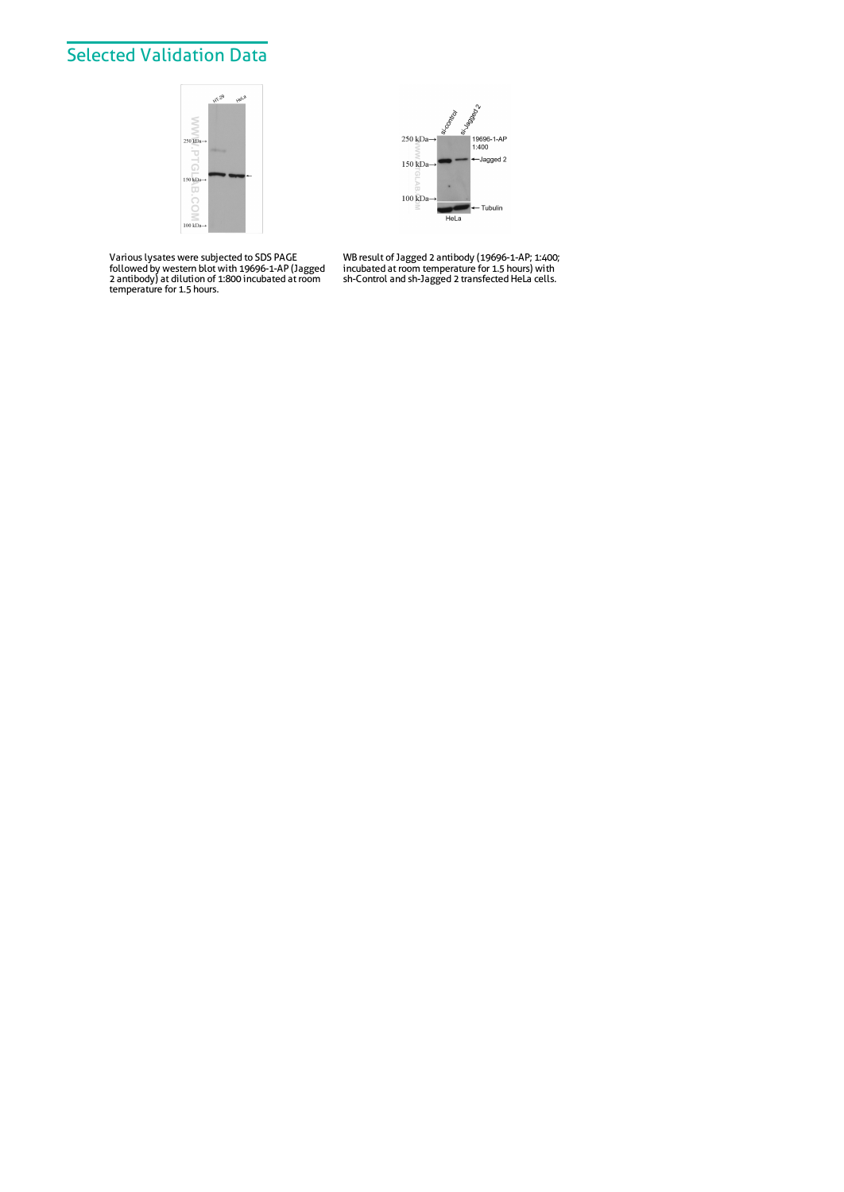## Selected Validation Data

HT-29
HeLa
250 kDa→
150 kDa→
100 kDa→

Various lysates were subjected to SDS PAGE followed by western blot with 19696-1-AP (Jagged 2 antibody) at dilution of 1:800 incubated at room temperature for 1.5 hours.

si-control
sh-Jagged 2
250 kDa→
150 kDa→
100 kDa→
19696-1-AP
1:400
←Jagged 2
← Tubulin
HeLa

WB result of Jagged 2 antibody (19696-1-AP; 1:400; incubated at room temperature for 1.5 hours) with sh-Control and sh-Jagged 2 transfected HeLa cells.